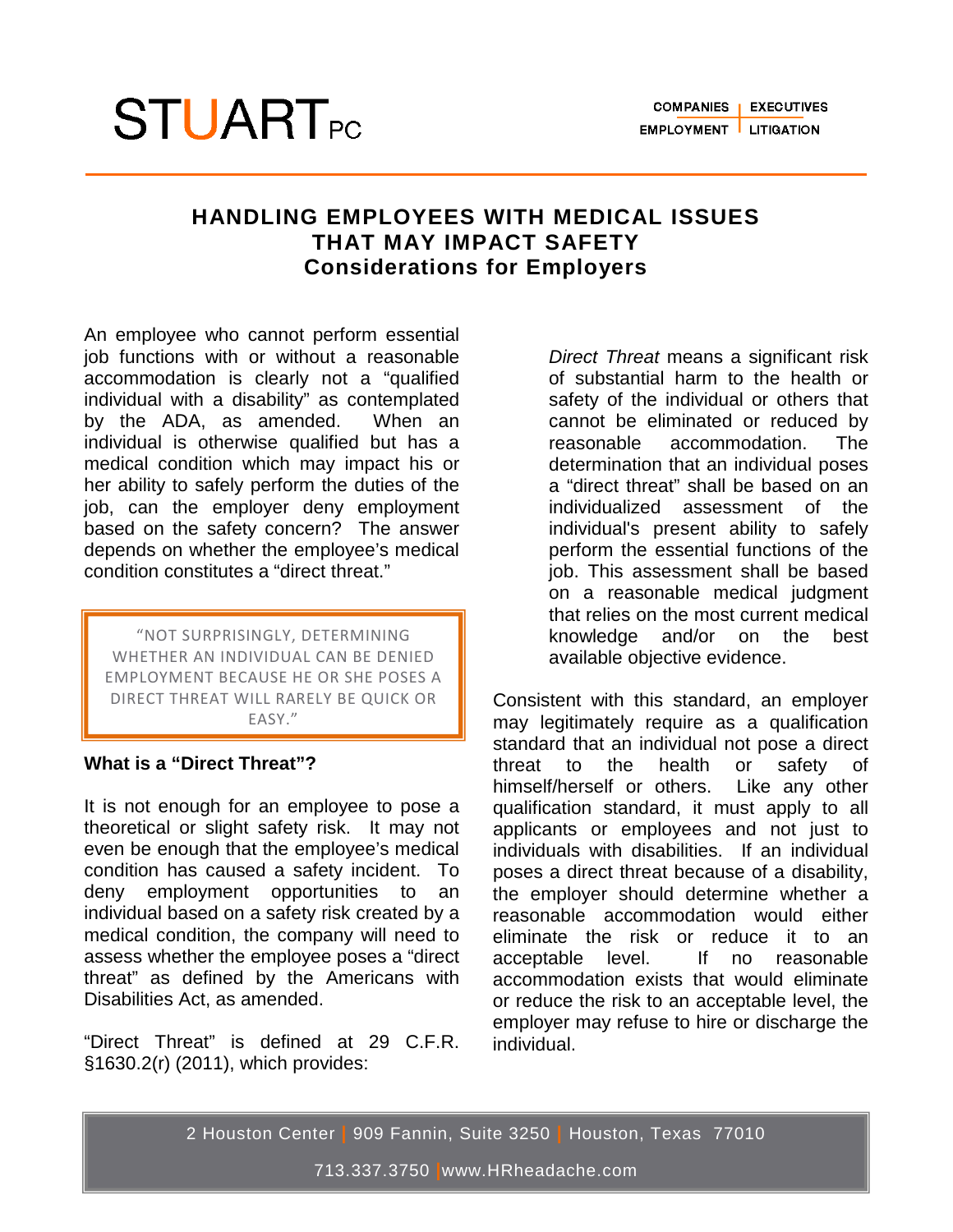# HANDLING EMPLOYEES WITH MEDICAL ISSUES THAT MAY IMPACT SAFETY

## Considerations for Employers

An employee who cannot perform essential job functions with or without a reasonable accommodation is clearly not a "qualified individual with a disability" as contemplated by the ADA, as amended. When an individual is otherwise qualified but has a medical condition which may impact his or her ability to safely perform the duties of the job, can the employer deny employment based on the safety concern? The answer depends on whether the employee's medical condition constitutes a "direct threat."

> "NOT SURPRISINGLY, DETERMINING WHETHER AN INDIVIDUAL CAN BE DENIED EMPLOYMENT BECAUSE HE OR SHE POSES A DIRECT THREAT WILL RARELY BE QUICK OR EASY."

### What is a "Direct Threat"?

It is not enough for an employee to pose a theoretical or slight safety risk. It may not even be enough that the employee's medical condition has caused a safety incident. To deny employment opportunities to an individual based on a safety risk created by a medical condition, the company will need to assess whether the employee poses a "direct threat" as defined by the Americans with Disabilities Act, as amended.

"Direct Threat" is defined at 29 C.F.R. §1630.2(r) (2011), which provides:

> *Direct Threat* means a significant risk of substantial harm to the health or safety of the individual or others that cannot be eliminated or reduced by reasonable accommodation. The determination that an individual poses a "direct threat" shall be based on an individualized assessment of the individual's present ability to safely perform the essential functions of the job. This assessment shall be based on a reasonable medical judgment that relies on the most current medical knowledge and/or on the best available objective evidence.

Consistent with this standard, an employer may legitimately require as a qualification standard that an individual not pose a direct threat to the health or safety of himself/herself or others. Like any other qualification standard, it must apply to all applicants or employees and not just to individuals with disabilities. If an individual poses a direct threat because of a disability, the employer should determine whether a reasonable accommodation would either eliminate the risk or reduce it to an acceptable level. If no reasonable accommodation exists that would eliminate or reduce the risk to an acceptable level, the employer may refuse to hire or discharge the individual.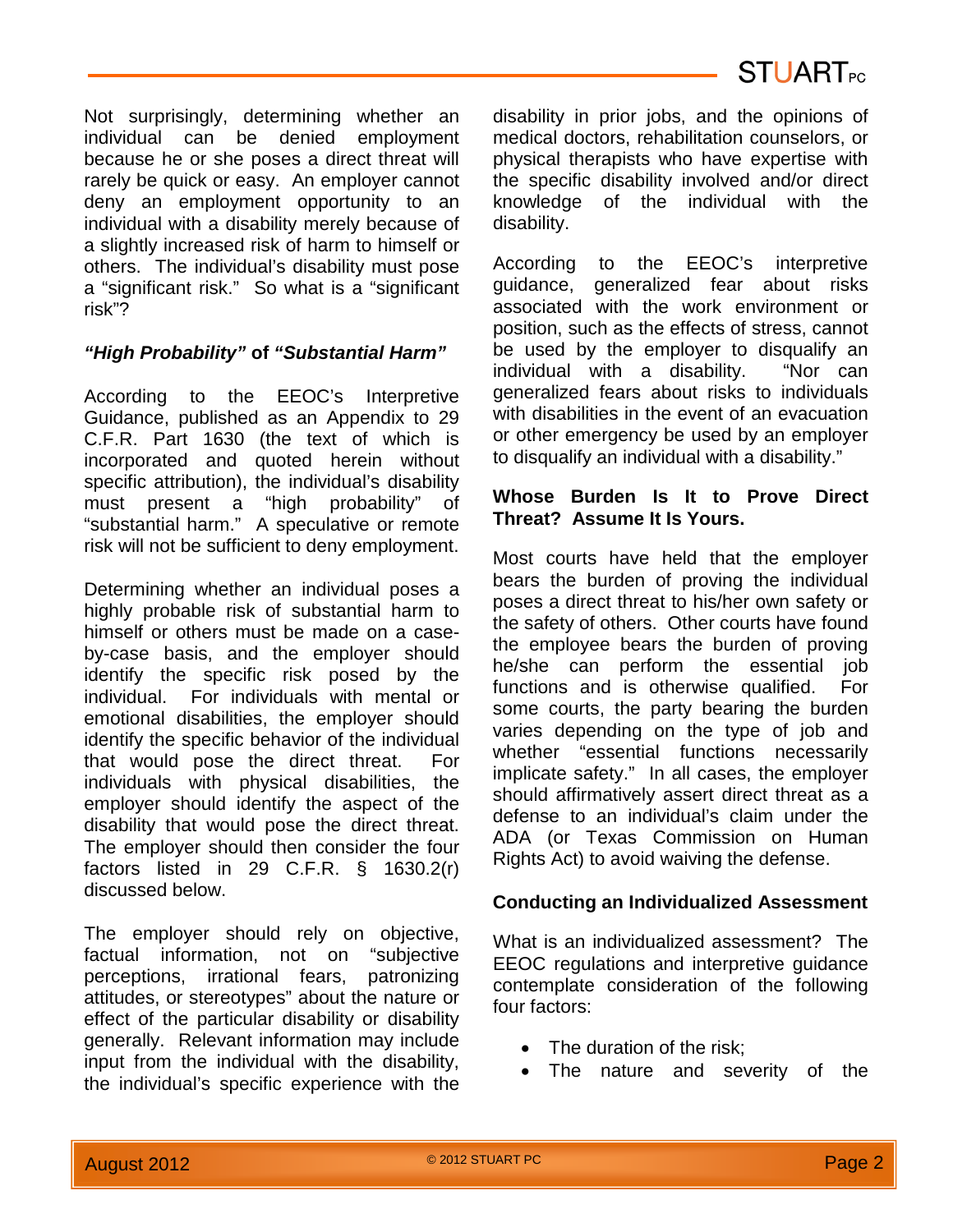Not surprisingly, determining whether an individual can be denied employment because he or she poses a direct threat will rarely be quick or easy. An employer cannot deny an employment opportunity to an individual with a disability merely because of a slightly increased risk of harm to himself or others. The individual's disability must pose a "significant risk." So what is a "significant risk"?

### *"High Probability"* of *"Substantial Harm"*

According to the EEOC's Interpretive Guidance, published as an Appendix to 29 C.F.R. Part 1630 (the text of which is incorporated and quoted herein without specific attribution), the individual's disability must present a "high probability" of "substantial harm." A speculative or remote risk will not be sufficient to deny employment.

Determining whether an individual poses a highly probable risk of substantial harm to himself or others must be made on a case-by-case basis, and the employer should identify the specific risk posed by the individual. For individuals with mental or emotional disabilities, the employer should identify the specific behavior of the individual that would pose the direct threat. For individuals with physical disabilities, the employer should identify the aspect of the disability that would pose the direct threat. The employer should then consider the four factors listed in 29 C.F.R. § 1630.2(r) discussed below.

The employer should rely on objective, factual information, not on "subjective perceptions, irrational fears, patronizing attitudes, or stereotypes" about the nature or effect of the particular disability or disability generally. Relevant information may include input from the individual with the disability, the individual's specific experience with the disability in prior jobs, and the opinions of medical doctors, rehabilitation counselors, or physical therapists who have expertise with the specific disability involved and/or direct knowledge of the individual with the disability.

According to the EEOC's interpretive guidance, generalized fear about risks associated with the work environment or position, such as the effects of stress, cannot be used by the employer to disqualify an individual with a disability. "Nor can generalized fears about risks to individuals with disabilities in the event of an evacuation or other emergency be used by an employer to disqualify an individual with a disability."

### Whose Burden Is It to Prove Direct Threat? Assume It Is Yours.

Most courts have held that the employer bears the burden of proving the individual poses a direct threat to his/her own safety or the safety of others. Other courts have found the employee bears the burden of proving he/she can perform the essential job functions and is otherwise qualified. For some courts, the party bearing the burden varies depending on the type of job and whether "essential functions necessarily implicate safety." In all cases, the employer should affirmatively assert direct threat as a defense to an individual's claim under the ADA (or Texas Commission on Human Rights Act) to avoid waiving the defense.

### Conducting an Individualized Assessment

What is an individualized assessment? The EEOC regulations and interpretive guidance contemplate consideration of the following four factors:

- The duration of the risk;
- The nature and severity of the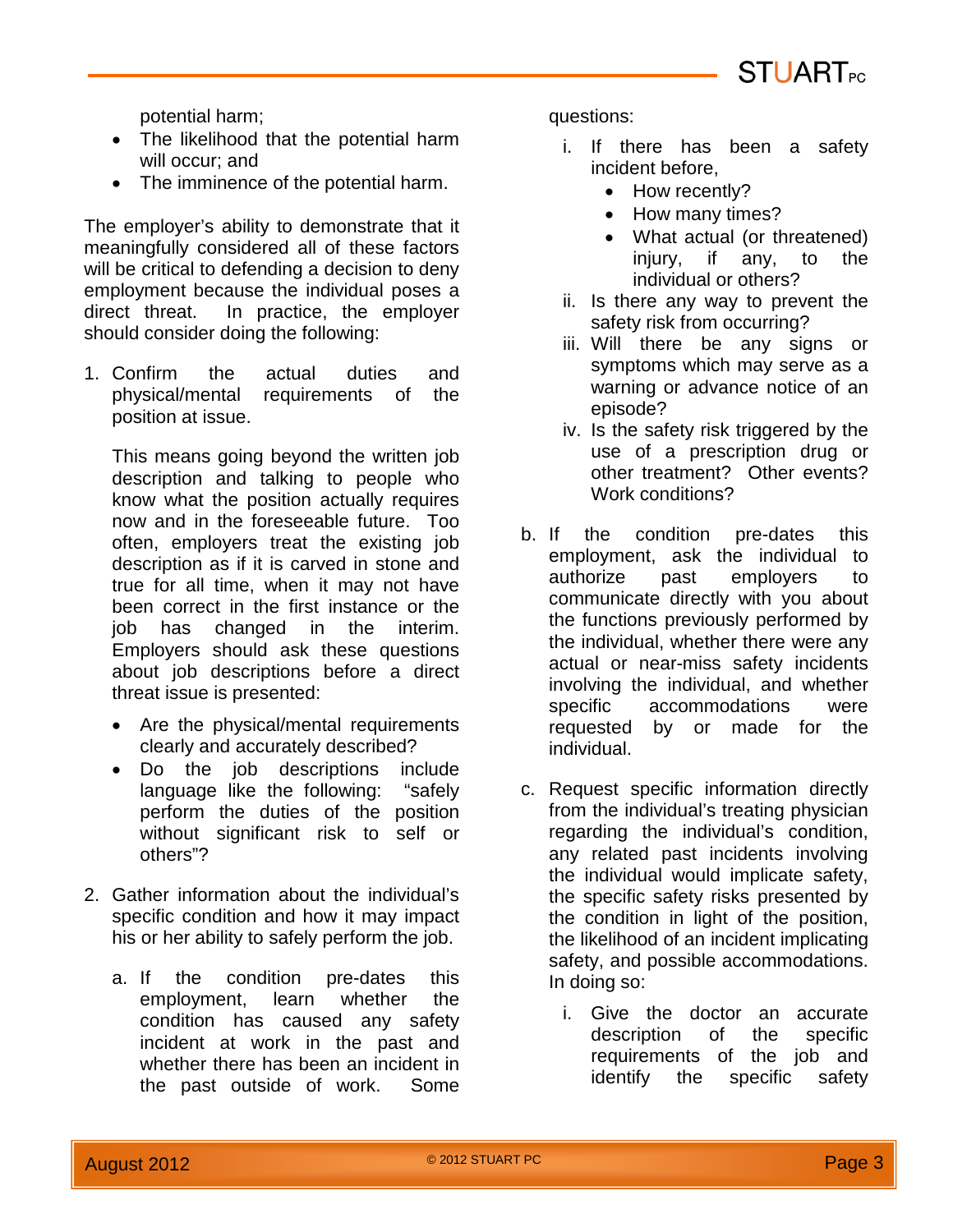potential harm;

- The likelihood that the potential harm will occur; and
- The imminence of the potential harm.

The employer's ability to demonstrate that it meaningfully considered all of these factors will be critical to defending a decision to deny employment because the individual poses a direct threat. In practice, the employer should consider doing the following:

1. Confirm the actual duties and physical/mental requirements of the position at issue.

   This means going beyond the written job description and talking to people who know what the position actually requires now and in the foreseeable future. Too often, employers treat the existing job description as if it is carved in stone and true for all time, when it may not have been correct in the first instance or the job has changed in the interim. Employers should ask these questions about job descriptions before a direct threat issue is presented:

   - Are the physical/mental requirements clearly and accurately described?
   - Do the job descriptions include language like the following: "safely perform the duties of the position without significant risk to self or others"?

2. Gather information about the individual's specific condition and how it may impact his or her ability to safely perform the job.

   a. If the condition pre-dates this employment, learn whether the condition has caused any safety incident at work in the past and whether there has been an incident in the past outside of work. Some questions:

      i. If there has been a safety incident before,
         - How recently?
         - How many times?
         - What actual (or threatened) injury, if any, to the individual or others?

      ii. Is there any way to prevent the safety risk from occurring?

      iii. Will there be any signs or symptoms which may serve as a warning or advance notice of an episode?

      iv. Is the safety risk triggered by the use of a prescription drug or other treatment? Other events? Work conditions?

   b. If the condition pre-dates this employment, ask the individual to authorize past employers to communicate directly with you about the functions previously performed by the individual, whether there were any actual or near-miss safety incidents involving the individual, and whether specific accommodations were requested by or made for the individual.

   c. Request specific information directly from the individual's treating physician regarding the individual's condition, any related past incidents involving the individual would implicate safety, the specific safety risks presented by the condition in light of the position, the likelihood of an incident implicating safety, and possible accommodations. In doing so:

      i. Give the doctor an accurate description of the specific requirements of the job and identify the specific safety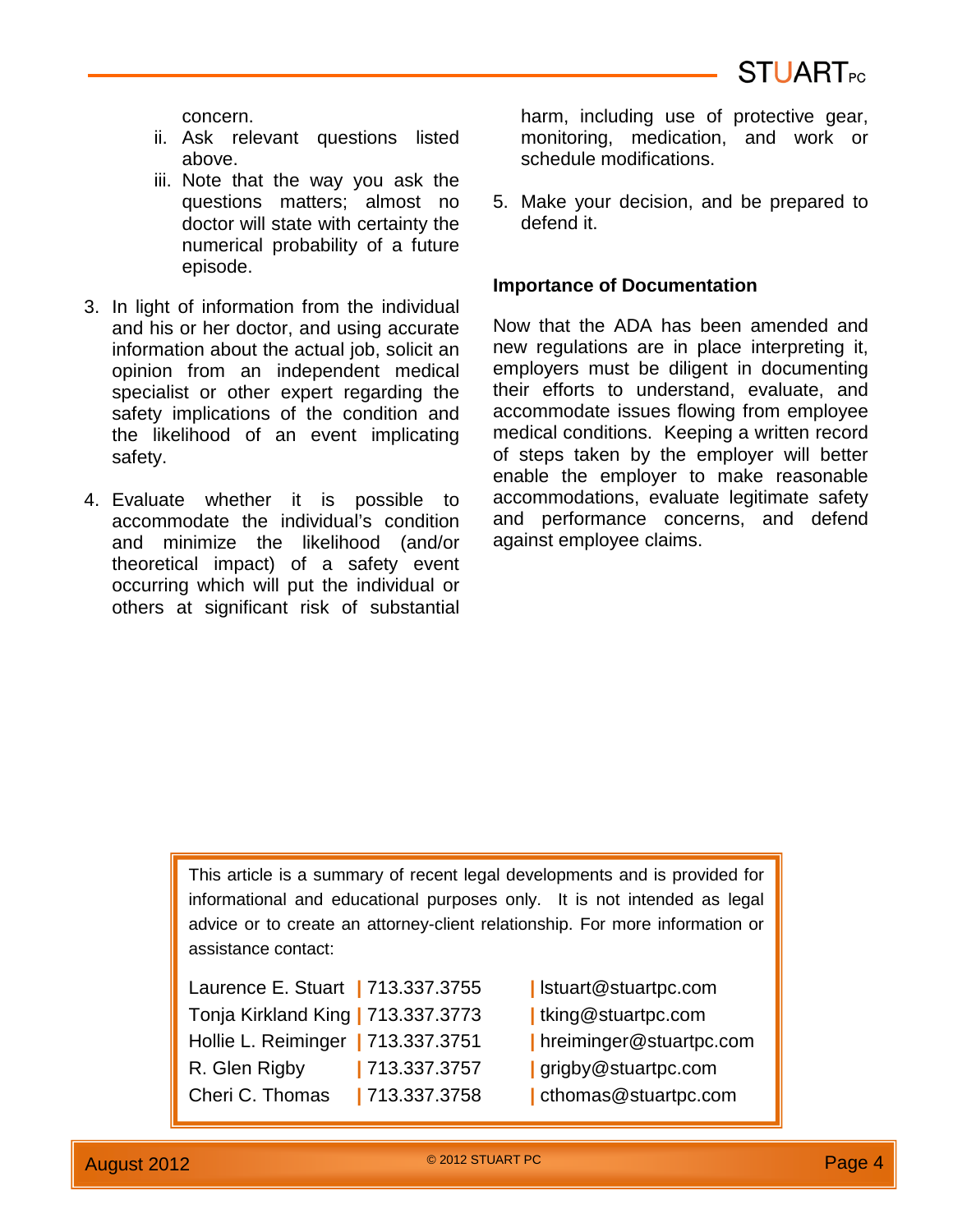concern.

ii. Ask relevant questions listed above.

iii. Note that the way you ask the questions matters; almost no doctor will state with certainty the numerical probability of a future episode.

3. In light of information from the individual and his or her doctor, and using accurate information about the actual job, solicit an opinion from an independent medical specialist or other expert regarding the safety implications of the condition and the likelihood of an event implicating safety.

4. Evaluate whether it is possible to accommodate the individual's condition and minimize the likelihood (and/or theoretical impact) of a safety event occurring which will put the individual or others at significant risk of substantial harm, including use of protective gear, monitoring, medication, and work or schedule modifications.

5. Make your decision, and be prepared to defend it.

**Importance of Documentation**

Now that the ADA has been amended and new regulations are in place interpreting it, employers must be diligent in documenting their efforts to understand, evaluate, and accommodate issues flowing from employee medical conditions. Keeping a written record of steps taken by the employer will better enable the employer to make reasonable accommodations, evaluate legitimate safety and performance concerns, and defend against employee claims.

This article is a summary of recent legal developments and is provided for informational and educational purposes only. It is not intended as legal advice or to create an attorney-client relationship. For more information or assistance contact:

| | | |
|---|---|---|
| Laurence E. Stuart | 713.337.3755 | lstuart@stuartpc.com |
| Tonja Kirkland King | 713.337.3773 | tking@stuartpc.com |
| Hollie L. Reiminger | 713.337.3751 | hreiminger@stuartpc.com |
| R. Glen Rigby | 713.337.3757 | grigby@stuartpc.com |
| Cheri C. Thomas | 713.337.3758 | cthomas@stuartpc.com |

© 2012 STUART PC